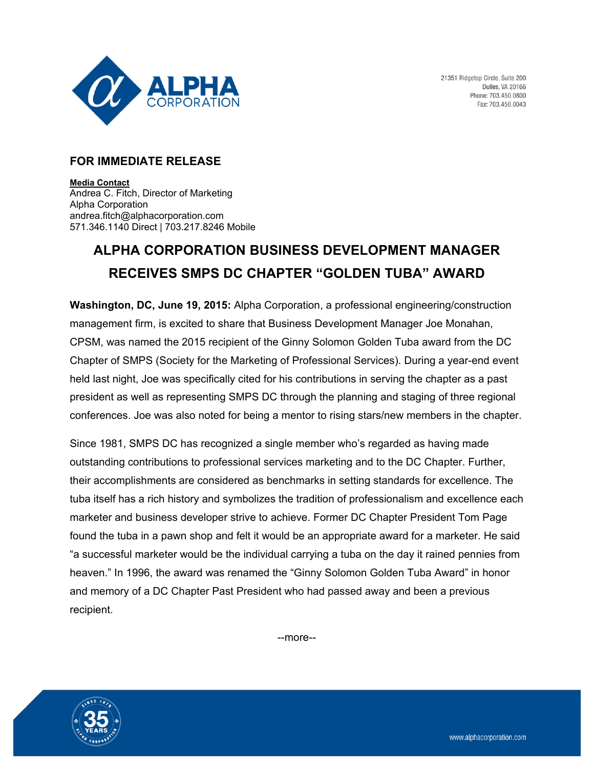21351 Ridgetop Circle, Suite 200
Dulles, VA 20166
Phone: 703.450.0800
Fax: 703.450.0043

**FOR IMMEDIATE RELEASE**

**Media Contact**
Andrea C. Fitch, Director of Marketing
Alpha Corporation
andrea.fitch@alphacorporation.com
571.346.1140 Direct | 703.217.8246 Mobile

# ALPHA CORPORATION BUSINESS DEVELOPMENT MANAGER RECEIVES SMPS DC CHAPTER "GOLDEN TUBA" AWARD

**Washington, DC, June 19, 2015:** Alpha Corporation, a professional engineering/construction management firm, is excited to share that Business Development Manager Joe Monahan, CPSM, was named the 2015 recipient of the Ginny Solomon Golden Tuba award from the DC Chapter of SMPS (Society for the Marketing of Professional Services). During a year-end event held last night, Joe was specifically cited for his contributions in serving the chapter as a past president as well as representing SMPS DC through the planning and staging of three regional conferences. Joe was also noted for being a mentor to rising stars/new members in the chapter.

Since 1981, SMPS DC has recognized a single member who's regarded as having made outstanding contributions to professional services marketing and to the DC Chapter. Further, their accomplishments are considered as benchmarks in setting standards for excellence. The tuba itself has a rich history and symbolizes the tradition of professionalism and excellence each marketer and business developer strive to achieve. Former DC Chapter President Tom Page found the tuba in a pawn shop and felt it would be an appropriate award for a marketer. He said "a successful marketer would be the individual carrying a tuba on the day it rained pennies from heaven." In 1996, the award was renamed the "Ginny Solomon Golden Tuba Award" in honor and memory of a DC Chapter Past President who had passed away and been a previous recipient.

--more--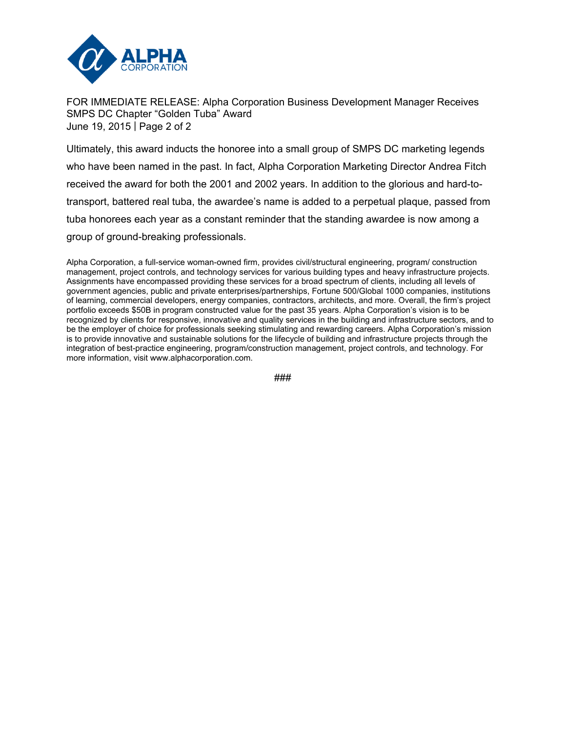Ultimately, this award inducts the honoree into a small group of SMPS DC marketing legends who have been named in the past. In fact, Alpha Corporation Marketing Director Andrea Fitch received the award for both the 2001 and 2002 years. In addition to the glorious and hard-to-transport, battered real tuba, the awardee's name is added to a perpetual plaque, passed from tuba honorees each year as a constant reminder that the standing awardee is now among a group of ground-breaking professionals.

Alpha Corporation, a full-service woman-owned firm, provides civil/structural engineering, program/ construction management, project controls, and technology services for various building types and heavy infrastructure projects. Assignments have encompassed providing these services for a broad spectrum of clients, including all levels of government agencies, public and private enterprises/partnerships, Fortune 500/Global 1000 companies, institutions of learning, commercial developers, energy companies, contractors, architects, and more. Overall, the firm's project portfolio exceeds $50B in program constructed value for the past 35 years. Alpha Corporation's vision is to be recognized by clients for responsive, innovative and quality services in the building and infrastructure sectors, and to be the employer of choice for professionals seeking stimulating and rewarding careers. Alpha Corporation's mission is to provide innovative and sustainable solutions for the lifecycle of building and infrastructure projects through the integration of best-practice engineering, program/construction management, project controls, and technology. For more information, visit www.alphacorporation.com.

###